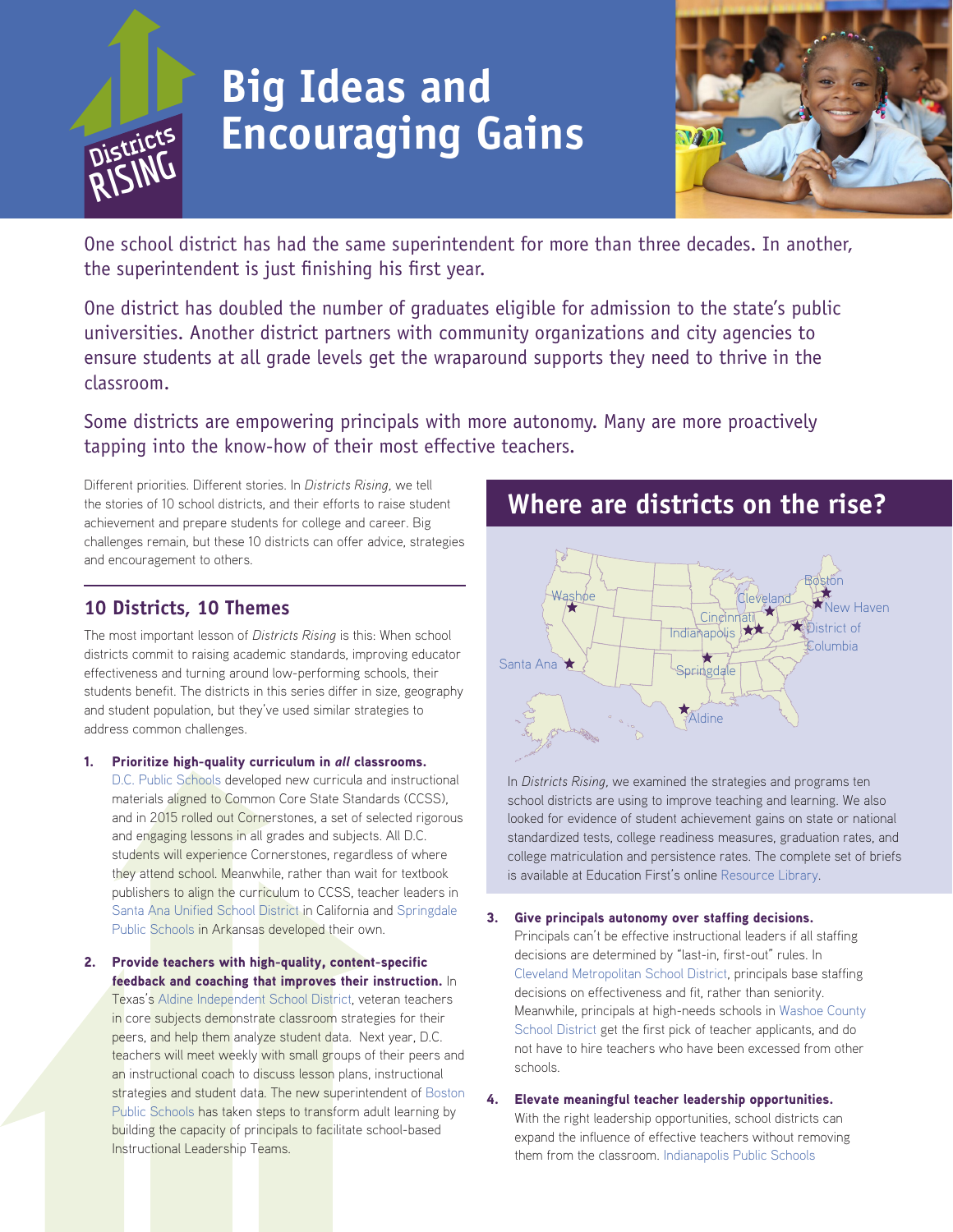# Big Ideas and Encouraging Gains

One school district has had the same superintendent for more than three decades. In another, the superintendent is just finishing his first year.

One district has doubled the number of graduates eligible for admission to the state's public universities. Another district partners with community organizations and city agencies to ensure students at all grade levels get the wraparound supports they need to thrive in the classroom.

Some districts are empowering principals with more autonomy. Many are more proactively tapping into the know-how of their most effective teachers.

Different priorities. Different stories. In *Districts Rising*, we tell the stories of 10 school districts, and their efforts to raise student achievement and prepare students for college and career. Big challenges remain, but these 10 districts can offer advice, strategies and encouragement to others.

## Where are districts on the rise?

Washoe, Santa Ana, Springdale, Aldine, Indianapolis, Cincinnati, Cleveland, Boston, New Haven, District of Columbia

In *Districts Rising*, we examined the strategies and programs ten school districts are using to improve teaching and learning. We also looked for evidence of student achievement gains on state or national standardized tests, college readiness measures, graduation rates, and college matriculation and persistence rates. The complete set of briefs is available at Education First's online Resource Library.

## 10 Districts, 10 Themes

The most important lesson of *Districts Rising* is this: When school districts commit to raising academic standards, improving educator effectiveness and turning around low-performing schools, their students benefit. The districts in this series differ in size, geography and student population, but they've used similar strategies to address common challenges.

1. **Prioritize high-quality curriculum in *all* classrooms.** D.C. Public Schools developed new curricula and instructional materials aligned to Common Core State Standards (CCSS), and in 2015 rolled out Cornerstones, a set of selected rigorous and engaging lessons in all grades and subjects. All D.C. students will experience Cornerstones, regardless of where they attend school. Meanwhile, rather than wait for textbook publishers to align the curriculum to CCSS, teacher leaders in Santa Ana Unified School District in California and Springdale Public Schools in Arkansas developed their own.

2. **Provide teachers with high-quality, content-specific feedback and coaching that improves their instruction.** In Texas's Aldine Independent School District, veteran teachers in core subjects demonstrate classroom strategies for their peers, and help them analyze student data. Next year, D.C. teachers will meet weekly with small groups of their peers and an instructional coach to discuss lesson plans, instructional strategies and student data. The new superintendent of Boston Public Schools has taken steps to transform adult learning by building the capacity of principals to facilitate school-based Instructional Leadership Teams.

3. **Give principals autonomy over staffing decisions.** Principals can't be effective instructional leaders if all staffing decisions are determined by "last-in, first-out" rules. In Cleveland Metropolitan School District, principals base staffing decisions on effectiveness and fit, rather than seniority. Meanwhile, principals at high-needs schools in Washoe County School District get the first pick of teacher applicants, and do not have to hire teachers who have been excessed from other schools.

4. **Elevate meaningful teacher leadership opportunities.** With the right leadership opportunities, school districts can expand the influence of effective teachers without removing them from the classroom. Indianapolis Public Schools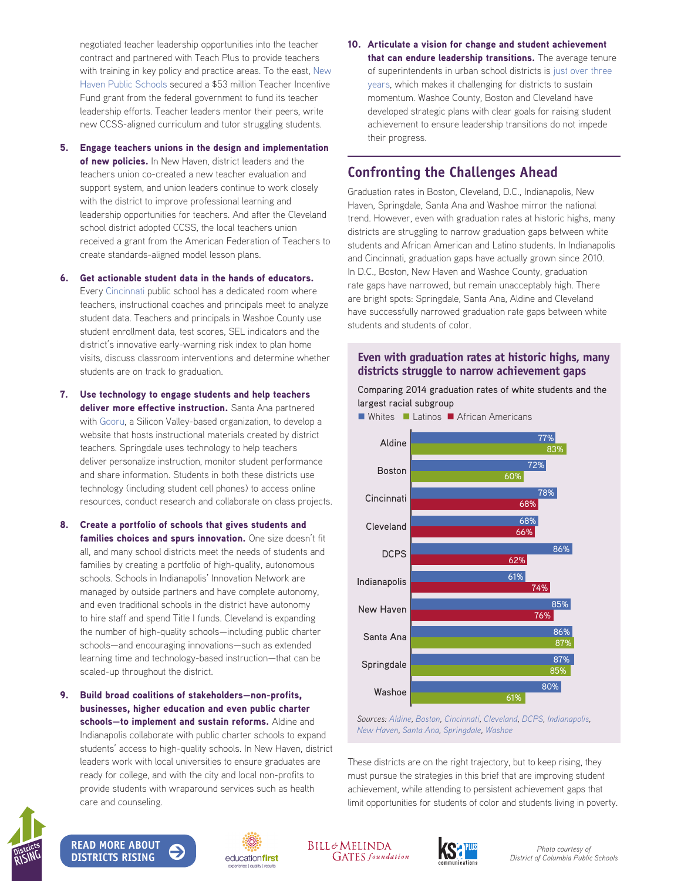negotiated teacher leadership opportunities into the teacher contract and partnered with Teach Plus to provide teachers with training in key policy and practice areas. To the east, New Haven Public Schools secured a $53 million Teacher Incentive Fund grant from the federal government to fund its teacher leadership efforts. Teacher leaders mentor their peers, write new CCSS-aligned curriculum and tutor struggling students.

5. **Engage teachers unions in the design and implementation of new policies.** In New Haven, district leaders and the teachers union co-created a new teacher evaluation and support system, and union leaders continue to work closely with the district to improve professional learning and leadership opportunities for teachers. And after the Cleveland school district adopted CCSS, the local teachers union received a grant from the American Federation of Teachers to create standards-aligned model lesson plans.

6. **Get actionable student data in the hands of educators.** Every Cincinnati public school has a dedicated room where teachers, instructional coaches and principals meet to analyze student data. Teachers and principals in Washoe County use student enrollment data, test scores, SEL indicators and the district's innovative early-warning risk index to plan home visits, discuss classroom interventions and determine whether students are on track to graduation.

7. **Use technology to engage students and help teachers deliver more effective instruction.** Santa Ana partnered with Gooru, a Silicon Valley-based organization, to develop a website that hosts instructional materials created by district teachers. Springdale uses technology to help teachers deliver personalize instruction, monitor student performance and share information. Students in both these districts use technology (including student cell phones) to access online resources, conduct research and collaborate on class projects.

8. **Create a portfolio of schools that gives students and families choices and spurs innovation.** One size doesn't fit all, and many school districts meet the needs of students and families by creating a portfolio of high-quality, autonomous schools. Schools in Indianapolis' Innovation Network are managed by outside partners and have complete autonomy, and even traditional schools in the district have autonomy to hire staff and spend Title I funds. Cleveland is expanding the number of high-quality schools—including public charter schools—and encouraging innovations—such as extended learning time and technology-based instruction—that can be scaled-up throughout the district.

9. **Build broad coalitions of stakeholders—non-profits, businesses, higher education and even public charter schools—to implement and sustain reforms.** Aldine and Indianapolis collaborate with public charter schools to expand students' access to high-quality schools. In New Haven, district leaders work with local universities to ensure graduates are ready for college, and with the city and local non-profits to provide students with wraparound services such as health care and counseling.

10. **Articulate a vision for change and student achievement that can endure leadership transitions.** The average tenure of superintendents in urban school districts is just over three years, which makes it challenging for districts to sustain momentum. Washoe County, Boston and Cleveland have developed strategic plans with clear goals for raising student achievement to ensure leadership transitions do not impede their progress.

## Confronting the Challenges Ahead

Graduation rates in Boston, Cleveland, D.C., Indianapolis, New Haven, Springdale, Santa Ana and Washoe mirror the national trend. However, even with graduation rates at historic highs, many districts are struggling to narrow graduation gaps between white students and African American and Latino students. In Indianapolis and Cincinnati, graduation gaps have actually grown since 2010. In D.C., Boston, New Haven and Washoe County, graduation rate gaps have narrowed, but remain unacceptably high. There are bright spots: Springdale, Santa Ana, Aldine and Cleveland have successfully narrowed graduation rate gaps between white students and students of color.

### Even with graduation rates at historic highs, many districts struggle to narrow achievement gaps

Comparing 2014 graduation rates of white students and the largest racial subgroup

Whites  Latinos  African Americans

Aldine 77% 83%
Boston 72% 60%
Cincinnati 78% 68%
Cleveland 68% 66%
DCPS 86% 62%
Indianapolis 61% 74%
New Haven 85% 76%
Santa Ana 86% 87%
Springdale 87% 85%
Washoe 80% 61%

*Sources: Aldine, Boston, Cincinnati, Cleveland, DCPS, Indianapolis, New Haven, Santa Ana, Springdale, Washoe*

These districts are on the right trajectory, but to keep rising, they must pursue the strategies in this brief that are improving student achievement, while attending to persistent achievement gaps that limit opportunities for students of color and students living in poverty.

**READ MORE ABOUT DISTRICTS RISING**

*Photo courtesy of District of Columbia Public Schools*